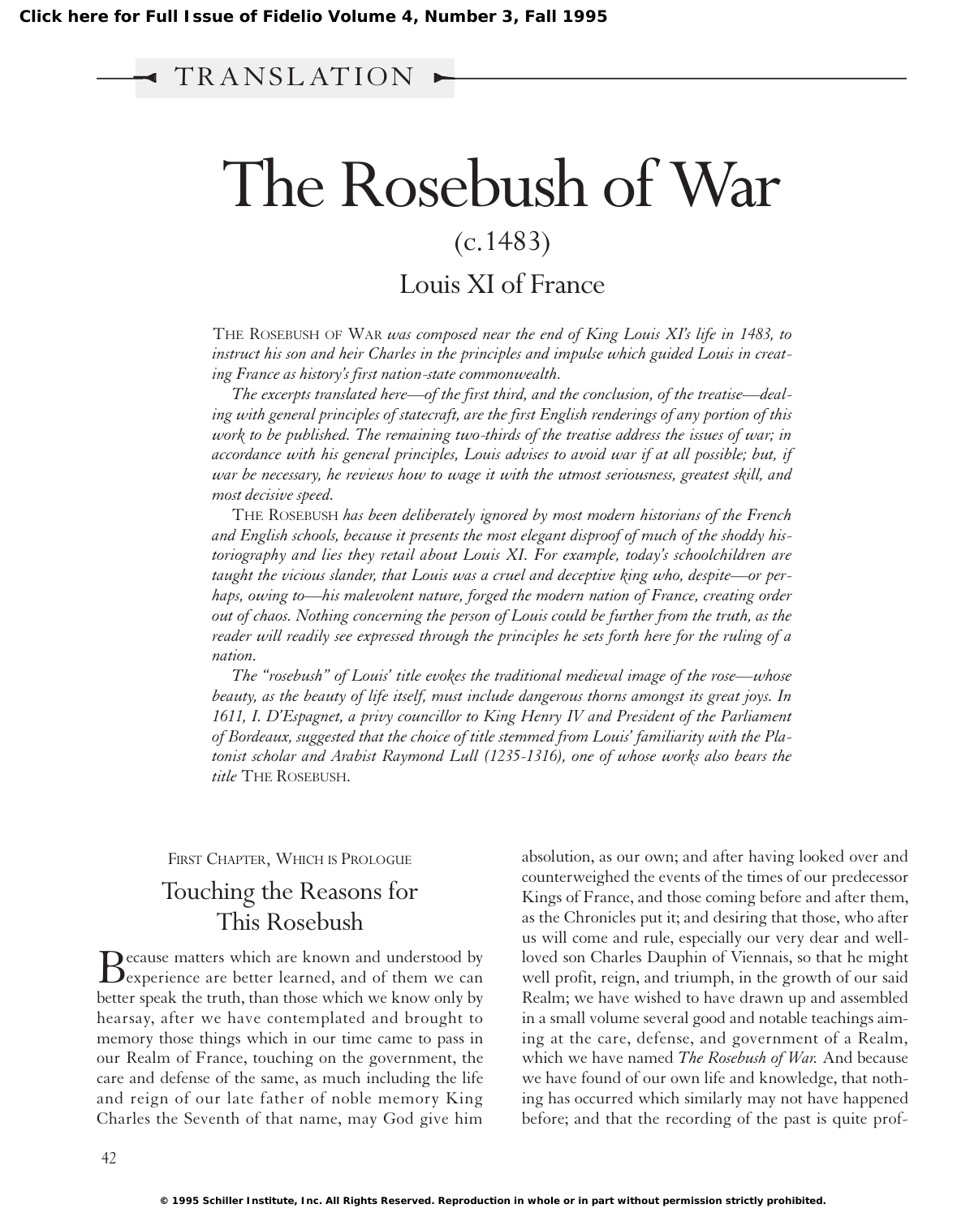TRANSLATION

# The Rosebush of War

(c.1483)

## Louis XI of France

*THE ROSEBUSH OF WAR was composed near the end of King Louis XI's life in 1483, to instruct his son and heir Charles in the principles and impulse which guided Louis in creating France as history's first nation-state commonwealth.*

*The excerpts translated here—of the first third, and the conclusion, of the treatise—dealing with general principles of statecraft, are the first English renderings of any portion of this work to be published. The remaining two-thirds of the treatise address the issues of war; in accordance with his general principles, Louis advises to avoid war if at all possible; but, if war be necessary, he reviews how to wage it with the utmost seriousness, greatest skill, and most decisive speed.*

*THE ROSEBUSH has been deliberately ignored by most modern historians of the French and English schools, because it presents the most elegant disproof of much of the shoddy historiography and lies they retail about Louis XI. For example, today's schoolchildren are taught the vicious slander, that Louis was a cruel and deceptive king who, despite—or perhaps, owing to—his malevolent nature, forged the modern nation of France, creating order out of chaos. Nothing concerning the person of Louis could be further from the truth, as the reader will readily see expressed through the principles he sets forth here for the ruling of a nation.*

*The "rosebush" of Louis' title evokes the traditional medieval image of the rose—whose beauty, as the beauty of life itself, must include dangerous thorns amongst its great joys. In 1611, I. D'Espagnet, a privy councillor to King Henry IV and President of the Parliament of Bordeaux, suggested that the choice of title stemmed from Louis' familiarity with the Platonist scholar and Arabist Raymond Lull (1235-1316), one of whose works also bears the title THE ROSEBUSH.*

FIRST CHAPTER, WHICH IS PROLOGUE

### Touching the Reasons for This Rosebush

Because matters which are known and understood by experience are better learned, and of them we can better speak the truth, than those which we know only by hearsay, after we have contemplated and brought to memory those things which in our time came to pass in our Realm of France, touching on the government, the care and defense of the same, as much including the life and reign of our late father of noble memory King Charles the Seventh of that name, may God give him absolution, as our own; and after having looked over and counterweighed the events of the times of our predecessor Kings of France, and those coming before and after them, as the Chronicles put it; and desiring that those, who after us will come and rule, especially our very dear and well-loved son Charles Dauphin of Viennais, so that he might well profit, reign, and triumph, in the growth of our said Realm; we have wished to have drawn up and assembled in a small volume several good and notable teachings aiming at the care, defense, and government of a Realm, which we have named *The Rosebush of War.* And because we have found of our own life and knowledge, that nothing has occurred which similarly may not have happened before; and that the recording of the past is quite prof-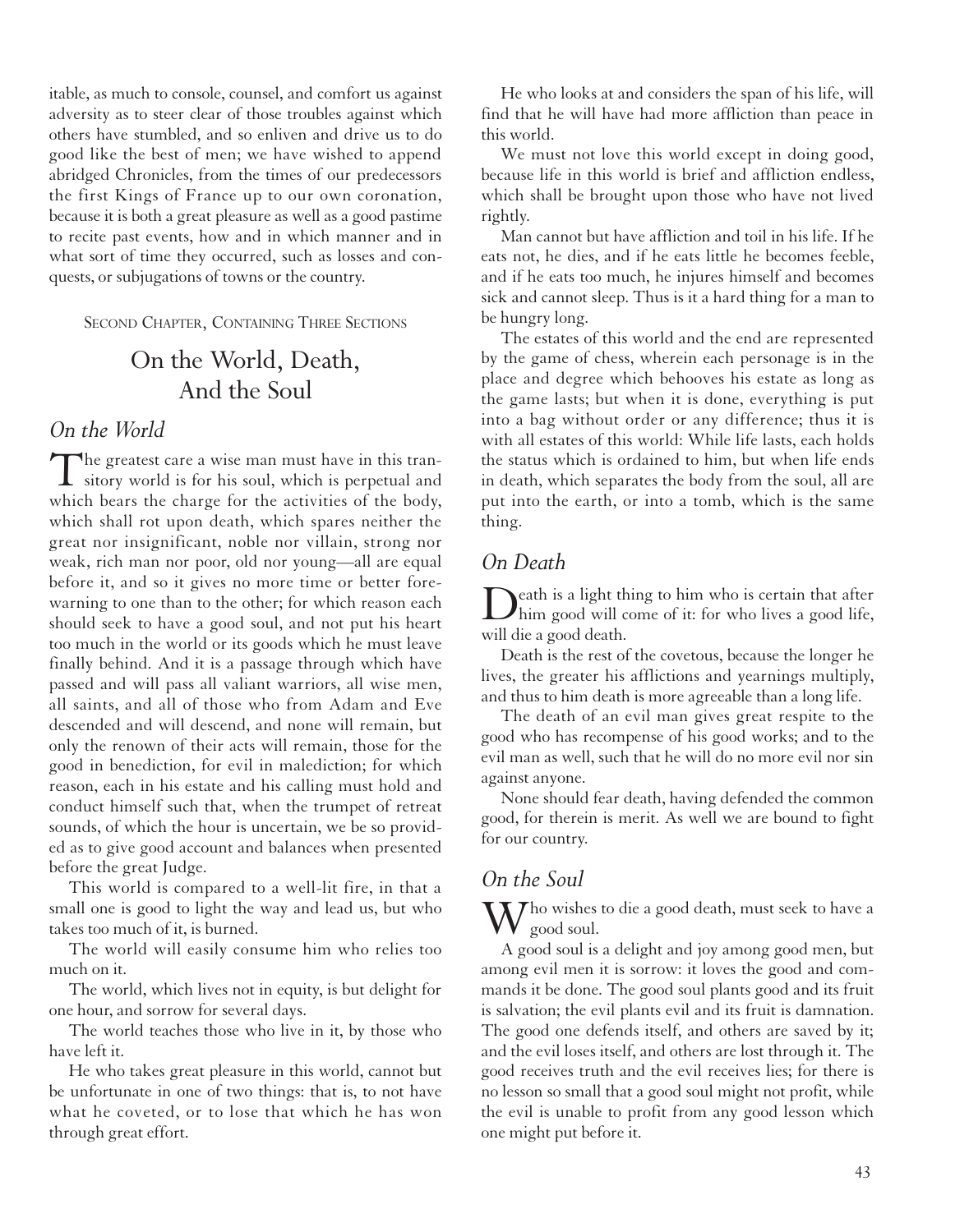itable, as much to console, counsel, and comfort us against adversity as to steer clear of those troubles against which others have stumbled, and so enliven and drive us to do good like the best of men; we have wished to append abridged Chronicles, from the times of our predecessors the first Kings of France up to our own coronation, because it is both a great pleasure as well as a good pastime to recite past events, how and in which manner and in what sort of time they occurred, such as losses and conquests, or subjugations of towns or the country.

Second Chapter, Containing Three Sections

# On the World, Death, And the Soul

## *On the World*

The greatest care a wise man must have in this transitory world is for his soul, which is perpetual and which bears the charge for the activities of the body, which shall rot upon death, which spares neither the great nor insignificant, noble nor villain, strong nor weak, rich man nor poor, old nor young—all are equal before it, and so it gives no more time or better forewarning to one than to the other; for which reason each should seek to have a good soul, and not put his heart too much in the world or its goods which he must leave finally behind. And it is a passage through which have passed and will pass all valiant warriors, all wise men, all saints, and all of those who from Adam and Eve descended and will descend, and none will remain, but only the renown of their acts will remain, those for the good in benediction, for evil in malediction; for which reason, each in his estate and his calling must hold and conduct himself such that, when the trumpet of retreat sounds, of which the hour is uncertain, we be so provided as to give good account and balances when presented before the great Judge.

This world is compared to a well-lit fire, in that a small one is good to light the way and lead us, but who takes too much of it, is burned.

The world will easily consume him who relies too much on it.

The world, which lives not in equity, is but delight for one hour, and sorrow for several days.

The world teaches those who live in it, by those who have left it.

He who takes great pleasure in this world, cannot but be unfortunate in one of two things: that is, to not have what he coveted, or to lose that which he has won through great effort.

He who looks at and considers the span of his life, will find that he will have had more affliction than peace in this world.

We must not love this world except in doing good, because life in this world is brief and affliction endless, which shall be brought upon those who have not lived rightly.

Man cannot but have affliction and toil in his life. If he eats not, he dies, and if he eats little he becomes feeble, and if he eats too much, he injures himself and becomes sick and cannot sleep. Thus is it a hard thing for a man to be hungry long.

The estates of this world and the end are represented by the game of chess, wherein each personage is in the place and degree which behooves his estate as long as the game lasts; but when it is done, everything is put into a bag without order or any difference; thus it is with all estates of this world: While life lasts, each holds the status which is ordained to him, but when life ends in death, which separates the body from the soul, all are put into the earth, or into a tomb, which is the same thing.

## *On Death*

Death is a light thing to him who is certain that after him good will come of it: for who lives a good life, will die a good death.

Death is the rest of the covetous, because the longer he lives, the greater his afflictions and yearnings multiply, and thus to him death is more agreeable than a long life.

The death of an evil man gives great respite to the good who has recompense of his good works; and to the evil man as well, such that he will do no more evil nor sin against anyone.

None should fear death, having defended the common good, for therein is merit. As well we are bound to fight for our country.

## *On the Soul*

Who wishes to die a good death, must seek to have a good soul.

A good soul is a delight and joy among good men, but among evil men it is sorrow: it loves the good and commands it be done. The good soul plants good and its fruit is salvation; the evil plants evil and its fruit is damnation. The good one defends itself, and others are saved by it; and the evil loses itself, and others are lost through it. The good receives truth and the evil receives lies; for there is no lesson so small that a good soul might not profit, while the evil is unable to profit from any good lesson which one might put before it.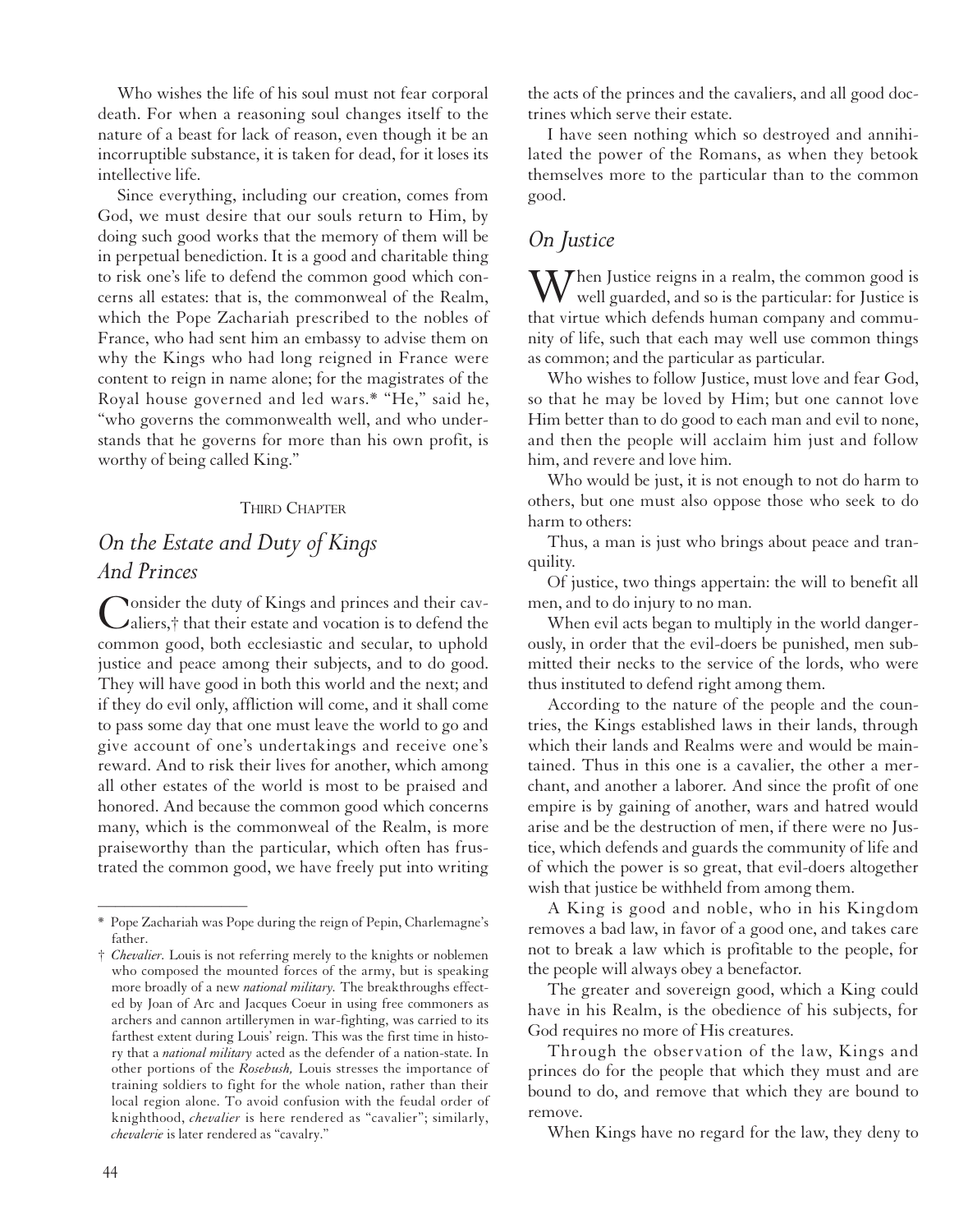Who wishes the life of his soul must not fear corporal death. For when a reasoning soul changes itself to the nature of a beast for lack of reason, even though it be an incorruptible substance, it is taken for dead, for it loses its intellective life.

Since everything, including our creation, comes from God, we must desire that our souls return to Him, by doing such good works that the memory of them will be in perpetual benediction. It is a good and charitable thing to risk one's life to defend the common good which concerns all estates: that is, the commonweal of the Realm, which the Pope Zachariah prescribed to the nobles of France, who had sent him an embassy to advise them on why the Kings who had long reigned in France were content to reign in name alone; for the magistrates of the Royal house governed and led wars.* "He," said he, "who governs the commonwealth well, and who understands that he governs for more than his own profit, is worthy of being called King."

THIRD CHAPTER

## *On the Estate and Duty of Kings And Princes*

Consider the duty of Kings and princes and their cavaliers,† that their estate and vocation is to defend the common good, both ecclesiastic and secular, to uphold justice and peace among their subjects, and to do good. They will have good in both this world and the next; and if they do evil only, affliction will come, and it shall come to pass some day that one must leave the world to go and give account of one's undertakings and receive one's reward. And to risk their lives for another, which among all other estates of the world is most to be praised and honored. And because the common good which concerns many, which is the commonweal of the Realm, is more praiseworthy than the particular, which often has frustrated the common good, we have freely put into writing the acts of the princes and the cavaliers, and all good doctrines which serve their estate.

I have seen nothing which so destroyed and annihilated the power of the Romans, as when they betook themselves more to the particular than to the common good.

## *On Justice*

When Justice reigns in a realm, the common good is well guarded, and so is the particular: for Justice is that virtue which defends human company and community of life, such that each may well use common things as common; and the particular as particular.

Who wishes to follow Justice, must love and fear God, so that he may be loved by Him; but one cannot love Him better than to do good to each man and evil to none, and then the people will acclaim him just and follow him, and revere and love him.

Who would be just, it is not enough to not do harm to others, but one must also oppose those who seek to do harm to others:

Thus, a man is just who brings about peace and tranquility.

Of justice, two things appertain: the will to benefit all men, and to do injury to no man.

When evil acts began to multiply in the world dangerously, in order that the evil-doers be punished, men submitted their necks to the service of the lords, who were thus instituted to defend right among them.

According to the nature of the people and the countries, the Kings established laws in their lands, through which their lands and Realms were and would be maintained. Thus in this one is a cavalier, the other a merchant, and another a laborer. And since the profit of one empire is by gaining of another, wars and hatred would arise and be the destruction of men, if there were no Justice, which defends and guards the community of life and of which the power is so great, that evil-doers altogether wish that justice be withheld from among them.

A King is good and noble, who in his Kingdom removes a bad law, in favor of a good one, and takes care not to break a law which is profitable to the people, for the people will always obey a benefactor.

The greater and sovereign good, which a King could have in his Realm, is the obedience of his subjects, for God requires no more of His creatures.

Through the observation of the law, Kings and princes do for the people that which they must and are bound to do, and remove that which they are bound to remove.

When Kings have no regard for the law, they deny to

---

\* Pope Zachariah was Pope during the reign of Pepin, Charlemagne's father.

† *Chevalier.* Louis is not referring merely to the knights or noblemen who composed the mounted forces of the army, but is speaking more broadly of a new *national military.* The breakthroughs effected by Joan of Arc and Jacques Coeur in using free commoners as archers and cannon artillerymen in war-fighting, was carried to its farthest extent during Louis' reign. This was the first time in history that a *national military* acted as the defender of a nation-state. In other portions of the *Rosebush,* Louis stresses the importance of training soldiers to fight for the whole nation, rather than their local region alone. To avoid confusion with the feudal order of knighthood, *chevalier* is here rendered as "cavalier"; similarly, *chevalerie* is later rendered as "cavalry."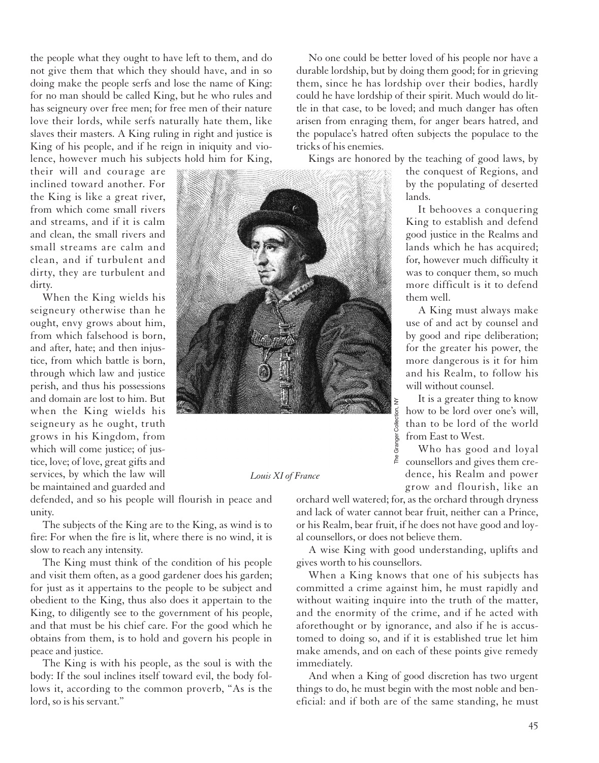the people what they ought to have left to them, and do not give them that which they should have, and in so doing make the people serfs and lose the name of King: for no man should be called King, but he who rules and has seigneury over free men; for free men of their nature love their lords, while serfs naturally hate them, like slaves their masters. A King ruling in right and justice is King of his people, and if he reign in iniquity and violence, however much his subjects hold him for King, their will and courage are inclined toward another. For the King is like a great river, from which come small rivers and streams, and if it is calm and clean, the small rivers and small streams are calm and clean, and if turbulent and dirty, they are turbulent and dirty.

When the King wields his seigneury otherwise than he ought, envy grows about him, from which falsehood is born, and after, hate; and then injustice, from which battle is born, through which law and justice perish, and thus his possessions and domain are lost to him. But when the King wields his seigneury as he ought, truth grows in his Kingdom, from which will come justice; of justice, love; of love, great gifts and services, by which the law will be maintained and guarded and defended, and so his people will flourish in peace and unity.

*Louis XI of France*

The subjects of the King are to the King, as wind is to fire: For when the fire is lit, where there is no wind, it is slow to reach any intensity.

The King must think of the condition of his people and visit them often, as a good gardener does his garden; for just as it appertains to the people to be subject and obedient to the King, thus also does it appertain to the King, to diligently see to the government of his people, and that must be his chief care. For the good which he obtains from them, is to hold and govern his people in peace and justice.

The King is with his people, as the soul is with the body: If the soul inclines itself toward evil, the body follows it, according to the common proverb, "As is the lord, so is his servant."

No one could be better loved of his people nor have a durable lordship, but by doing them good; for in grieving them, since he has lordship over their bodies, hardly could he have lordship of their spirit. Much would do little in that case, to be loved; and much danger has often arisen from enraging them, for anger bears hatred, and the populace's hatred often subjects the populace to the tricks of his enemies.

Kings are honored by the teaching of good laws, by the conquest of Regions, and by the populating of deserted lands.

It behooves a conquering King to establish and defend good justice in the Realms and lands which he has acquired; for, however much difficulty it was to conquer them, so much more difficult is it to defend them well.

A King must always make use of and act by counsel and by good and ripe deliberation; for the greater his power, the more dangerous is it for him and his Realm, to follow his will without counsel.

It is a greater thing to know how to be lord over one's will, than to be lord of the world from East to West.

Who has good and loyal counsellors and gives them credence, his Realm and power grow and flourish, like an orchard well watered; for, as the orchard through dryness and lack of water cannot bear fruit, neither can a Prince, or his Realm, bear fruit, if he does not have good and loyal counsellors, or does not believe them.

A wise King with good understanding, uplifts and gives worth to his counsellors.

When a King knows that one of his subjects has committed a crime against him, he must rapidly and without waiting inquire into the truth of the matter, and the enormity of the crime, and if he acted with aforethought or by ignorance, and also if he is accustomed to doing so, and if it is established true let him make amends, and on each of these points give remedy immediately.

And when a King of good discretion has two urgent things to do, he must begin with the most noble and beneficial: and if both are of the same standing, he must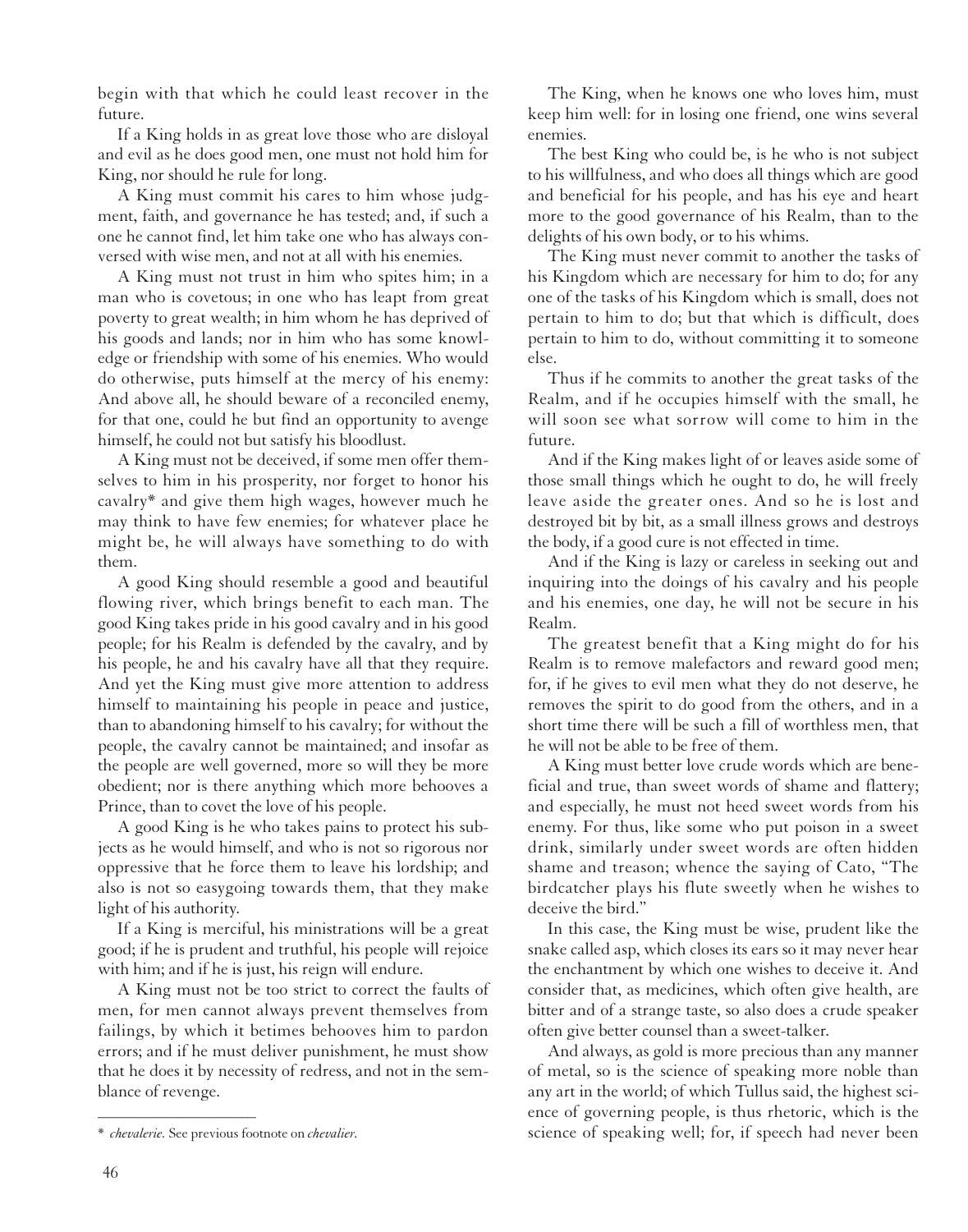begin with that which he could least recover in the future.

If a King holds in as great love those who are disloyal and evil as he does good men, one must not hold him for King, nor should he rule for long.

A King must commit his cares to him whose judgment, faith, and governance he has tested; and, if such a one he cannot find, let him take one who has always conversed with wise men, and not at all with his enemies.

A King must not trust in him who spites him; in a man who is covetous; in one who has leapt from great poverty to great wealth; in him whom he has deprived of his goods and lands; nor in him who has some knowledge or friendship with some of his enemies. Who would do otherwise, puts himself at the mercy of his enemy: And above all, he should beware of a reconciled enemy, for that one, could he but find an opportunity to avenge himself, he could not but satisfy his bloodlust.

A King must not be deceived, if some men offer themselves to him in his prosperity, nor forget to honor his cavalry* and give them high wages, however much he may think to have few enemies; for whatever place he might be, he will always have something to do with them.

A good King should resemble a good and beautiful flowing river, which brings benefit to each man. The good King takes pride in his good cavalry and in his good people; for his Realm is defended by the cavalry, and by his people, he and his cavalry have all that they require. And yet the King must give more attention to address himself to maintaining his people in peace and justice, than to abandoning himself to his cavalry; for without the people, the cavalry cannot be maintained; and insofar as the people are well governed, more so will they be more obedient; nor is there anything which more behooves a Prince, than to covet the love of his people.

A good King is he who takes pains to protect his subjects as he would himself, and who is not so rigorous nor oppressive that he force them to leave his lordship; and also is not so easygoing towards them, that they make light of his authority.

If a King is merciful, his ministrations will be a great good; if he is prudent and truthful, his people will rejoice with him; and if he is just, his reign will endure.

A King must not be too strict to correct the faults of men, for men cannot always prevent themselves from failings, by which it betimes behooves him to pardon errors; and if he must deliver punishment, he must show that he does it by necessity of redress, and not in the semblance of revenge.

The King, when he knows one who loves him, must keep him well: for in losing one friend, one wins several enemies.

The best King who could be, is he who is not subject to his willfulness, and who does all things which are good and beneficial for his people, and has his eye and heart more to the good governance of his Realm, than to the delights of his own body, or to his whims.

The King must never commit to another the tasks of his Kingdom which are necessary for him to do; for any one of the tasks of his Kingdom which is small, does not pertain to him to do; but that which is difficult, does pertain to him to do, without committing it to someone else.

Thus if he commits to another the great tasks of the Realm, and if he occupies himself with the small, he will soon see what sorrow will come to him in the future.

And if the King makes light of or leaves aside some of those small things which he ought to do, he will freely leave aside the greater ones. And so he is lost and destroyed bit by bit, as a small illness grows and destroys the body, if a good cure is not effected in time.

And if the King is lazy or careless in seeking out and inquiring into the doings of his cavalry and his people and his enemies, one day, he will not be secure in his Realm.

The greatest benefit that a King might do for his Realm is to remove malefactors and reward good men; for, if he gives to evil men what they do not deserve, he removes the spirit to do good from the others, and in a short time there will be such a fill of worthless men, that he will not be able to be free of them.

A King must better love crude words which are beneficial and true, than sweet words of shame and flattery; and especially, he must not heed sweet words from his enemy. For thus, like some who put poison in a sweet drink, similarly under sweet words are often hidden shame and treason; whence the saying of Cato, "The birdcatcher plays his flute sweetly when he wishes to deceive the bird."

In this case, the King must be wise, prudent like the snake called asp, which closes its ears so it may never hear the enchantment by which one wishes to deceive it. And consider that, as medicines, which often give health, are bitter and of a strange taste, so also does a crude speaker often give better counsel than a sweet-talker.

And always, as gold is more precious than any manner of metal, so is the science of speaking more noble than any art in the world; of which Tullus said, the highest science of governing people, is thus rhetoric, which is the science of speaking well; for, if speech had never been

---

\* *chevalerie.* See previous footnote on *chevalier.*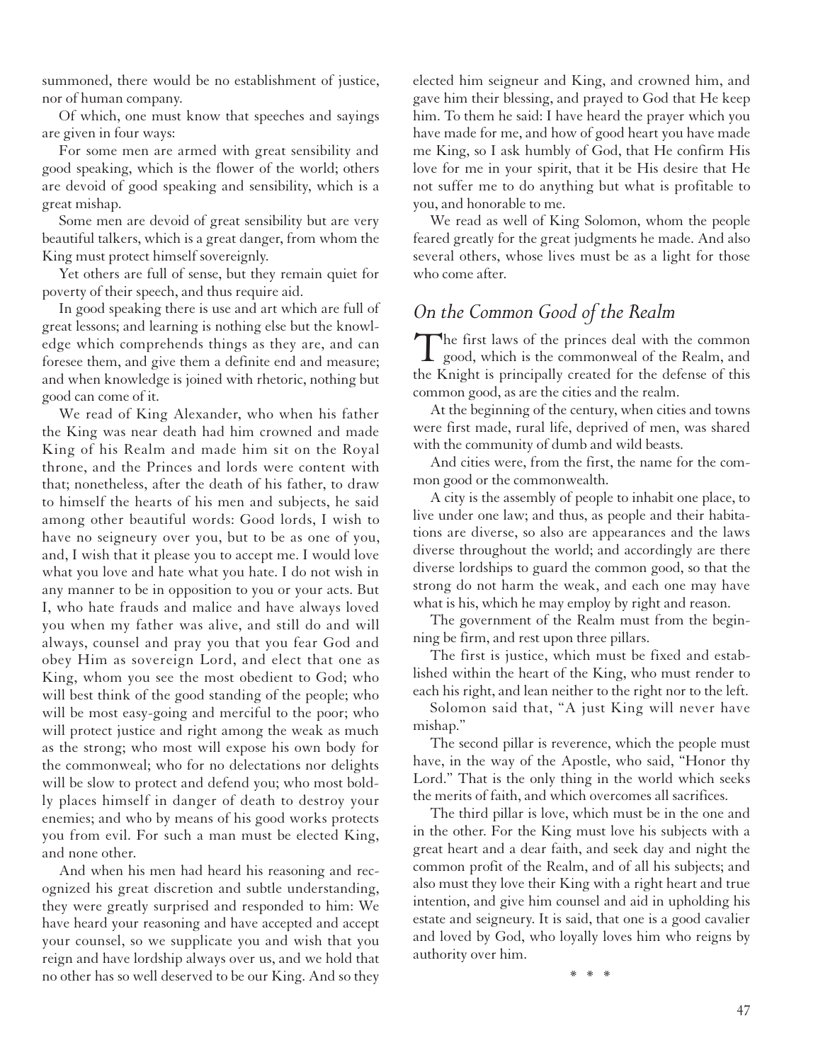summoned, there would be no establishment of justice, nor of human company.

Of which, one must know that speeches and sayings are given in four ways:

For some men are armed with great sensibility and good speaking, which is the flower of the world; others are devoid of good speaking and sensibility, which is a great mishap.

Some men are devoid of great sensibility but are very beautiful talkers, which is a great danger, from whom the King must protect himself sovereignly.

Yet others are full of sense, but they remain quiet for poverty of their speech, and thus require aid.

In good speaking there is use and art which are full of great lessons; and learning is nothing else but the knowledge which comprehends things as they are, and can foresee them, and give them a definite end and measure; and when knowledge is joined with rhetoric, nothing but good can come of it.

We read of King Alexander, who when his father the King was near death had him crowned and made King of his Realm and made him sit on the Royal throne, and the Princes and lords were content with that; nonetheless, after the death of his father, to draw to himself the hearts of his men and subjects, he said among other beautiful words: Good lords, I wish to have no seigneury over you, but to be as one of you, and, I wish that it please you to accept me. I would love what you love and hate what you hate. I do not wish in any manner to be in opposition to you or your acts. But I, who hate frauds and malice and have always loved you when my father was alive, and still do and will always, counsel and pray you that you fear God and obey Him as sovereign Lord, and elect that one as King, whom you see the most obedient to God; who will best think of the good standing of the people; who will be most easy-going and merciful to the poor; who will protect justice and right among the weak as much as the strong; who most will expose his own body for the commonweal; who for no delectations nor delights will be slow to protect and defend you; who most boldly places himself in danger of death to destroy your enemies; and who by means of his good works protects you from evil. For such a man must be elected King, and none other.

And when his men had heard his reasoning and recognized his great discretion and subtle understanding, they were greatly surprised and responded to him: We have heard your reasoning and have accepted and accept your counsel, so we supplicate you and wish that you reign and have lordship always over us, and we hold that no other has so well deserved to be our King. And so they elected him seigneur and King, and crowned him, and gave him their blessing, and prayed to God that He keep him. To them he said: I have heard the prayer which you have made for me, and how of good heart you have made me King, so I ask humbly of God, that He confirm His love for me in your spirit, that it be His desire that He not suffer me to do anything but what is profitable to you, and honorable to me.

We read as well of King Solomon, whom the people feared greatly for the great judgments he made. And also several others, whose lives must be as a light for those who come after.

## *On the Common Good of the Realm*

The first laws of the princes deal with the common good, which is the commonweal of the Realm, and the Knight is principally created for the defense of this common good, as are the cities and the realm.

At the beginning of the century, when cities and towns were first made, rural life, deprived of men, was shared with the community of dumb and wild beasts.

And cities were, from the first, the name for the common good or the commonwealth.

A city is the assembly of people to inhabit one place, to live under one law; and thus, as people and their habitations are diverse, so also are appearances and the laws diverse throughout the world; and accordingly are there diverse lordships to guard the common good, so that the strong do not harm the weak, and each one may have what is his, which he may employ by right and reason.

The government of the Realm must from the beginning be firm, and rest upon three pillars.

The first is justice, which must be fixed and established within the heart of the King, who must render to each his right, and lean neither to the right nor to the left.

Solomon said that, "A just King will never have mishap."

The second pillar is reverence, which the people must have, in the way of the Apostle, who said, "Honor thy Lord." That is the only thing in the world which seeks the merits of faith, and which overcomes all sacrifices.

The third pillar is love, which must be in the one and in the other. For the King must love his subjects with a great heart and a dear faith, and seek day and night the common profit of the Realm, and of all his subjects; and also must they love their King with a right heart and true intention, and give him counsel and aid in upholding his estate and seigneury. It is said, that one is a good cavalier and loved by God, who loyally loves him who reigns by authority over him.

\* \* \*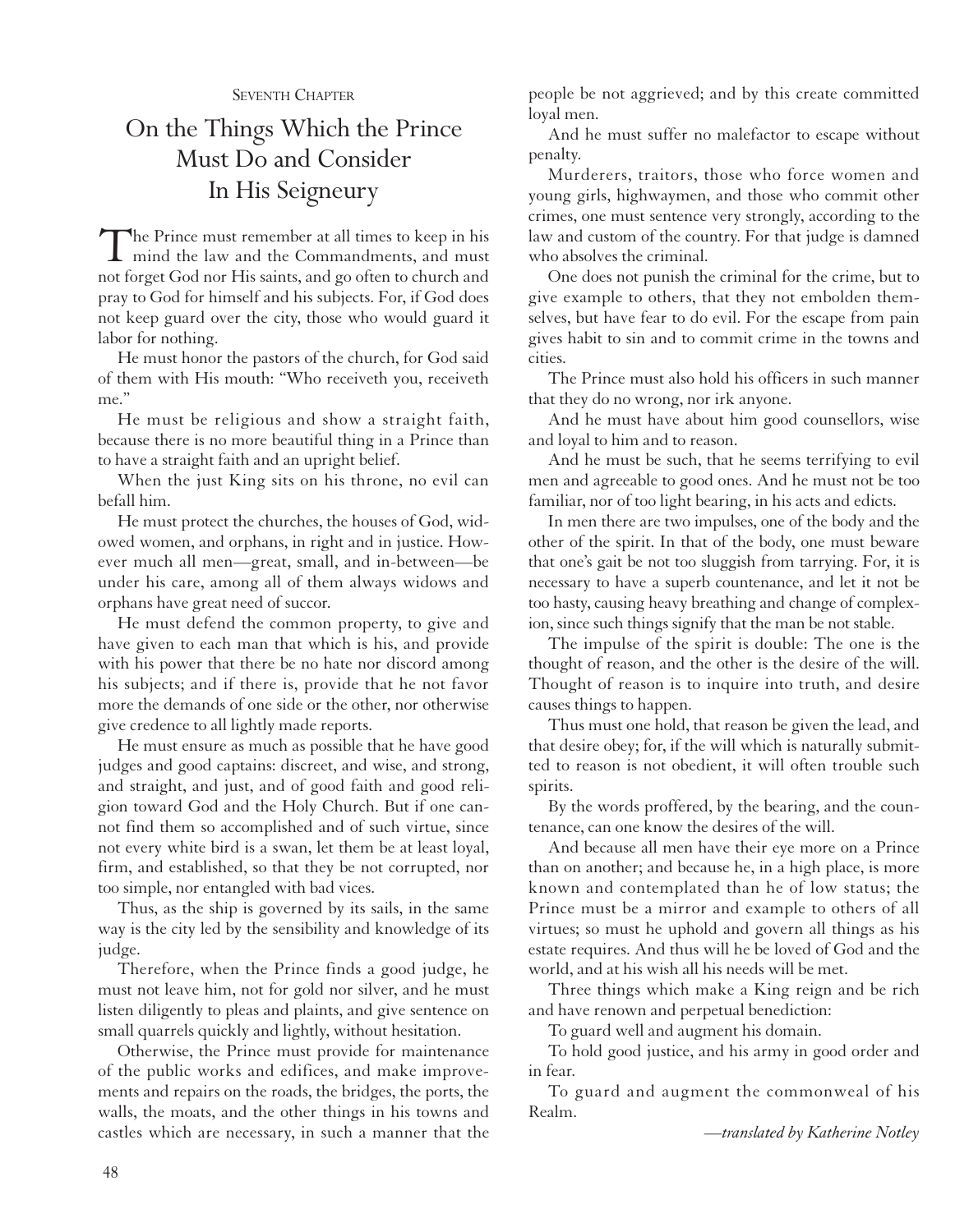Seventh Chapter

# On the Things Which the Prince Must Do and Consider In His Seigneury

The Prince must remember at all times to keep in his mind the law and the Commandments, and must not forget God nor His saints, and go often to church and pray to God for himself and his subjects. For, if God does not keep guard over the city, those who would guard it labor for nothing.

He must honor the pastors of the church, for God said of them with His mouth: "Who receiveth you, receiveth me."

He must be religious and show a straight faith, because there is no more beautiful thing in a Prince than to have a straight faith and an upright belief.

When the just King sits on his throne, no evil can befall him.

He must protect the churches, the houses of God, widowed women, and orphans, in right and in justice. However much all men—great, small, and in-between—be under his care, among all of them always widows and orphans have great need of succor.

He must defend the common property, to give and have given to each man that which is his, and provide with his power that there be no hate nor discord among his subjects; and if there is, provide that he not favor more the demands of one side or the other, nor otherwise give credence to all lightly made reports.

He must ensure as much as possible that he have good judges and good captains: discreet, and wise, and strong, and straight, and just, and of good faith and good religion toward God and the Holy Church. But if one cannot find them so accomplished and of such virtue, since not every white bird is a swan, let them be at least loyal, firm, and established, so that they be not corrupted, nor too simple, nor entangled with bad vices.

Thus, as the ship is governed by its sails, in the same way is the city led by the sensibility and knowledge of its judge.

Therefore, when the Prince finds a good judge, he must not leave him, not for gold nor silver, and he must listen diligently to pleas and plaints, and give sentence on small quarrels quickly and lightly, without hesitation.

Otherwise, the Prince must provide for maintenance of the public works and edifices, and make improvements and repairs on the roads, the bridges, the ports, the walls, the moats, and the other things in his towns and castles which are necessary, in such a manner that the people be not aggrieved; and by this create committed loyal men.

And he must suffer no malefactor to escape without penalty.

Murderers, traitors, those who force women and young girls, highwaymen, and those who commit other crimes, one must sentence very strongly, according to the law and custom of the country. For that judge is damned who absolves the criminal.

One does not punish the criminal for the crime, but to give example to others, that they not embolden themselves, but have fear to do evil. For the escape from pain gives habit to sin and to commit crime in the towns and cities.

The Prince must also hold his officers in such manner that they do no wrong, nor irk anyone.

And he must have about him good counsellors, wise and loyal to him and to reason.

And he must be such, that he seems terrifying to evil men and agreeable to good ones. And he must not be too familiar, nor of too light bearing, in his acts and edicts.

In men there are two impulses, one of the body and the other of the spirit. In that of the body, one must beware that one's gait be not too sluggish from tarrying. For, it is necessary to have a superb countenance, and let it not be too hasty, causing heavy breathing and change of complexion, since such things signify that the man be not stable.

The impulse of the spirit is double: The one is the thought of reason, and the other is the desire of the will. Thought of reason is to inquire into truth, and desire causes things to happen.

Thus must one hold, that reason be given the lead, and that desire obey; for, if the will which is naturally submitted to reason is not obedient, it will often trouble such spirits.

By the words proffered, by the bearing, and the countenance, can one know the desires of the will.

And because all men have their eye more on a Prince than on another; and because he, in a high place, is more known and contemplated than he of low status; the Prince must be a mirror and example to others of all virtues; so must he uphold and govern all things as his estate requires. And thus will he be loved of God and the world, and at his wish all his needs will be met.

Three things which make a King reign and be rich and have renown and perpetual benediction:

To guard well and augment his domain.

To hold good justice, and his army in good order and in fear.

To guard and augment the commonweal of his Realm.

*—translated by Katherine Notley*